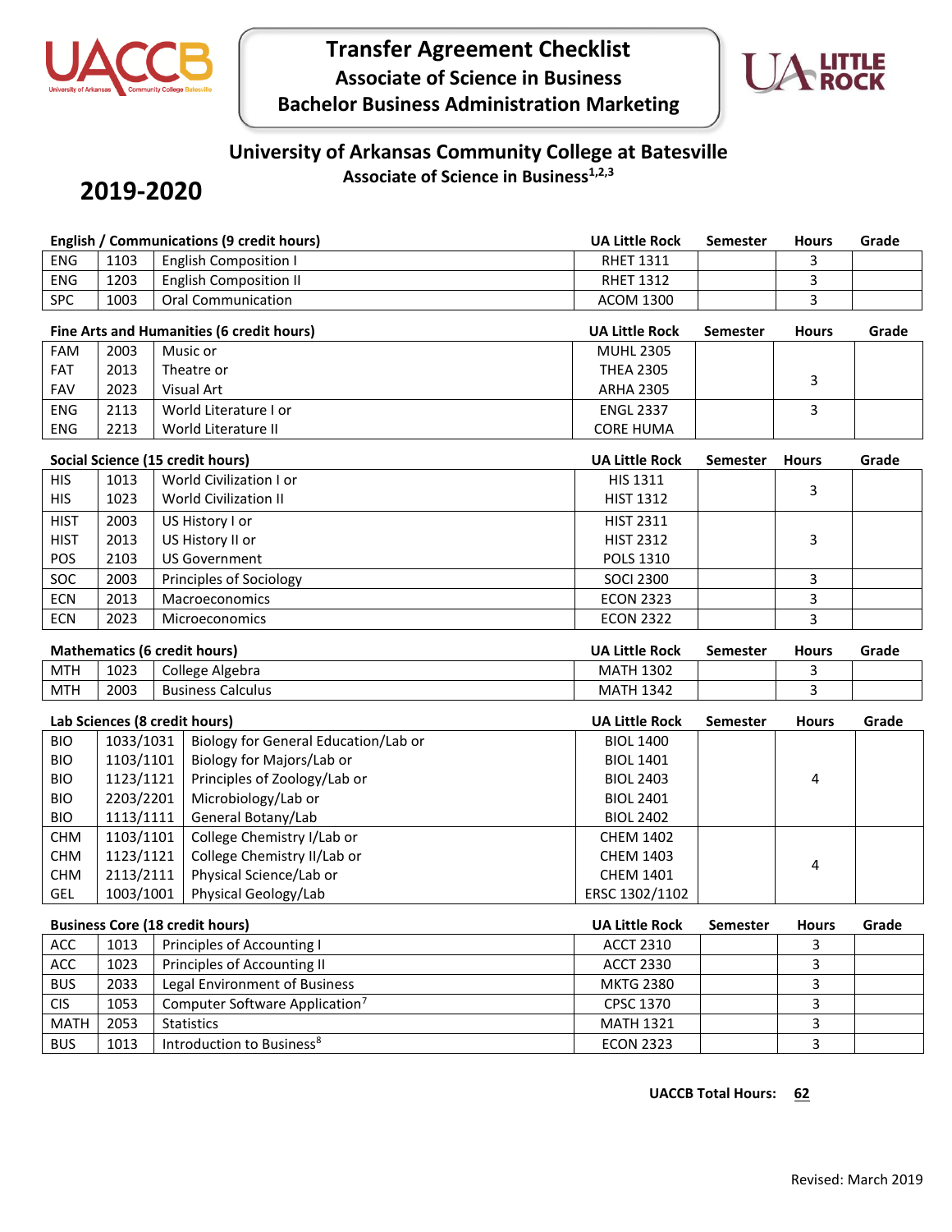# Transfer Agreement Checklist

## Associate of Science in Business

## Bachelor Business Administration Marketing

## University of Arkansas Community College at Batesville

### Associate of Science in Business[1,2,3]

## 2019-2020

| English / Communications (9 credit hours) | | | UA Little Rock | Semester | Hours | Grade |
|---|---|---|---|---|---|---|
| ENG | 1103 | English Composition I | RHET 1311 | | 3 | |
| ENG | 1203 | English Composition II | RHET 1312 | | 3 | |
| SPC | 1003 | Oral Communication | ACOM 1300 | | 3 | |

| Fine Arts and Humanities (6 credit hours) | | | UA Little Rock | Semester | Hours | Grade |
|---|---|---|---|---|---|---|
| FAM | 2003 | Music or | MUHL 2305 | | 3 | |
| FAT | 2013 | Theatre or | THEA 2305 | | | |
| FAV | 2023 | Visual Art | ARHA 2305 | | | |
| ENG | 2113 | World Literature I or | ENGL 2337 | | 3 | |
| ENG | 2213 | World Literature II | CORE HUMA | | | |

| Social Science (15 credit hours) | | | UA Little Rock | Semester | Hours | Grade |
|---|---|---|---|---|---|---|
| HIS | 1013 | World Civilization I or | HIS 1311 | | 3 | |
| HIS | 1023 | World Civilization II | HIST 1312 | | | |
| HIST | 2003 | US History I or | HIST 2311 | | 3 | |
| HIST | 2013 | US History II or | HIST 2312 | | | |
| POS | 2103 | US Government | POLS 1310 | | | |
| SOC | 2003 | Principles of Sociology | SOCI 2300 | | 3 | |
| ECN | 2013 | Macroeconomics | ECON 2323 | | 3 | |
| ECN | 2023 | Microeconomics | ECON 2322 | | 3 | |

| Mathematics (6 credit hours) | | | UA Little Rock | Semester | Hours | Grade |
|---|---|---|---|---|---|---|
| MTH | 1023 | College Algebra | MATH 1302 | | 3 | |
| MTH | 2003 | Business Calculus | MATH 1342 | | 3 | |

| Lab Sciences (8 credit hours) | | | UA Little Rock | Semester | Hours | Grade |
|---|---|---|---|---|---|---|
| BIO | 1033/1031 | Biology for General Education/Lab or | BIOL 1400 | | 4 | |
| BIO | 1103/1101 | Biology for Majors/Lab or | BIOL 1401 | | | |
| BIO | 1123/1121 | Principles of Zoology/Lab or | BIOL 2403 | | | |
| BIO | 2203/2201 | Microbiology/Lab or | BIOL 2401 | | | |
| BIO | 1113/1111 | General Botany/Lab | BIOL 2402 | | | |
| CHM | 1103/1101 | College Chemistry I/Lab or | CHEM 1402 | | 4 | |
| CHM | 1123/1121 | College Chemistry II/Lab or | CHEM 1403 | | | |
| CHM | 2113/2111 | Physical Science/Lab or | CHEM 1401 | | | |
| GEL | 1003/1001 | Physical Geology/Lab | ERSC 1302/1102 | | | |

| Business Core (18 credit hours) | | | UA Little Rock | Semester | Hours | Grade |
|---|---|---|---|---|---|---|
| ACC | 1013 | Principles of Accounting I | ACCT 2310 | | 3 | |
| ACC | 1023 | Principles of Accounting II | ACCT 2330 | | 3 | |
| BUS | 2033 | Legal Environment of Business | MKTG 2380 | | 3 | |
| CIS | 1053 | Computer Software Application[7] | CPSC 1370 | | 3 | |
| MATH | 2053 | Statistics | MATH 1321 | | 3 | |
| BUS | 1013 | Introduction to Business[8] | ECON 2323 | | 3 | |

**UACCB Total Hours: 62**

Revised: March 2019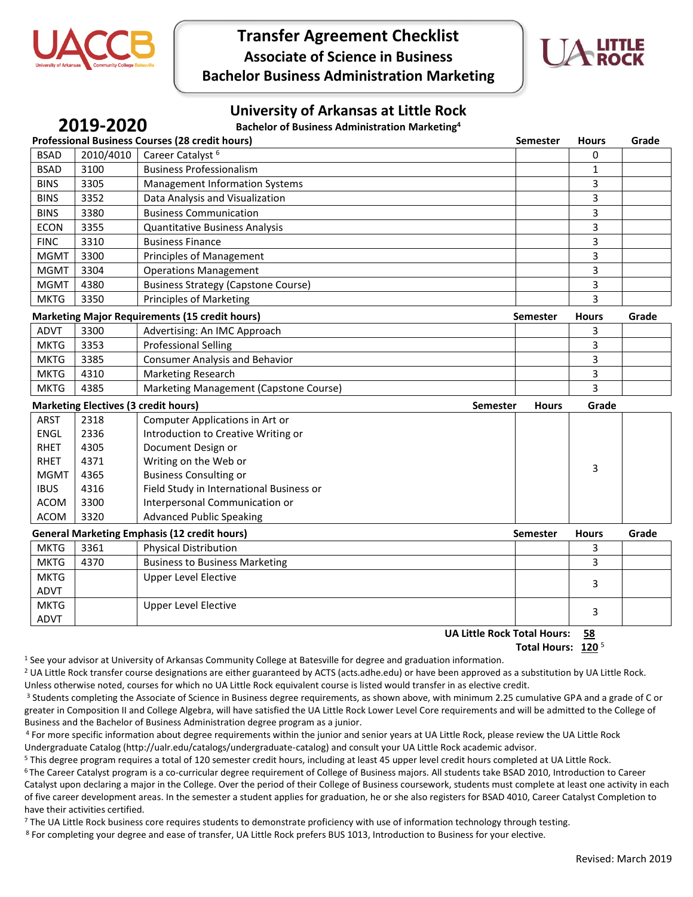# Transfer Agreement Checklist
## Associate of Science in Business
## Bachelor Business Administration Marketing

## University of Arkansas at Little Rock

**2019-2020**

**Bachelor of Business Administration Marketing[4]**

**Professional Business Courses (28 credit hours)**

| | | | Semester | Hours | Grade |
|---|---|---|---|---|---|
| BSAD | 2010/4010 | Career Catalyst [6] | | 0 | |
| BSAD | 3100 | Business Professionalism | | 1 | |
| BINS | 3305 | Management Information Systems | | 3 | |
| BINS | 3352 | Data Analysis and Visualization | | 3 | |
| BINS | 3380 | Business Communication | | 3 | |
| ECON | 3355 | Quantitative Business Analysis | | 3 | |
| FINC | 3310 | Business Finance | | 3 | |
| MGMT | 3300 | Principles of Management | | 3 | |
| MGMT | 3304 | Operations Management | | 3 | |
| MGMT | 4380 | Business Strategy (Capstone Course) | | 3 | |
| MKTG | 3350 | Principles of Marketing | | 3 | |

**Marketing Major Requirements (15 credit hours)**

| | | | Semester | Hours | Grade |
|---|---|---|---|---|---|
| ADVT | 3300 | Advertising: An IMC Approach | | 3 | |
| MKTG | 3353 | Professional Selling | | 3 | |
| MKTG | 3385 | Consumer Analysis and Behavior | | 3 | |
| MKTG | 4310 | Marketing Research | | 3 | |
| MKTG | 4385 | Marketing Management (Capstone Course) | | 3 | |

**Marketing Electives (3 credit hours)**

| | | | Semester | Hours | Grade |
|---|---|---|---|---|---|
| ARST | 2318 | Computer Applications in Art or | | 3 | |
| ENGL | 2336 | Introduction to Creative Writing or | | | |
| RHET | 4305 | Document Design or | | | |
| RHET | 4371 | Writing on the Web or | | | |
| MGMT | 4365 | Business Consulting or | | | |
| IBUS | 4316 | Field Study in International Business or | | | |
| ACOM | 3300 | Interpersonal Communication or | | | |
| ACOM | 3320 | Advanced Public Speaking | | | |

**General Marketing Emphasis (12 credit hours)**

| | | | Semester | Hours | Grade |
|---|---|---|---|---|---|
| MKTG | 3361 | Physical Distribution | | 3 | |
| MKTG | 4370 | Business to Business Marketing | | 3 | |
| MKTG ADVT | | Upper Level Elective | | 3 | |
| MKTG ADVT | | Upper Level Elective | | 3 | |

**UA Little Rock Total Hours: 58**

**Total Hours: 120** [5]

[1] See your advisor at University of Arkansas Community College at Batesville for degree and graduation information.

[2] UA Little Rock transfer course designations are either guaranteed by ACTS (acts.adhe.edu) or have been approved as a substitution by UA Little Rock. Unless otherwise noted, courses for which no UA Little Rock equivalent course is listed would transfer in as elective credit.

[3] Students completing the Associate of Science in Business degree requirements, as shown above, with minimum 2.25 cumulative GPA and a grade of C or greater in Composition II and College Algebra, will have satisfied the UA Little Rock Lower Level Core requirements and will be admitted to the College of Business and the Bachelor of Business Administration degree program as a junior.

[4] For more specific information about degree requirements within the junior and senior years at UA Little Rock, please review the UA Little Rock Undergraduate Catalog (http://ualr.edu/catalogs/undergraduate-catalog) and consult your UA Little Rock academic advisor.

[5] This degree program requires a total of 120 semester credit hours, including at least 45 upper level credit hours completed at UA Little Rock.

[6] The Career Catalyst program is a co-curricular degree requirement of College of Business majors. All students take BSAD 2010, Introduction to Career Catalyst upon declaring a major in the College. Over the period of their College of Business coursework, students must complete at least one activity in each of five career development areas. In the semester a student applies for graduation, he or she also registers for BSAD 4010, Career Catalyst Completion to have their activities certified.

[7] The UA Little Rock business core requires students to demonstrate proficiency with use of information technology through testing.

[8] For completing your degree and ease of transfer, UA Little Rock prefers BUS 1013, Introduction to Business for your elective.

Revised: March 2019